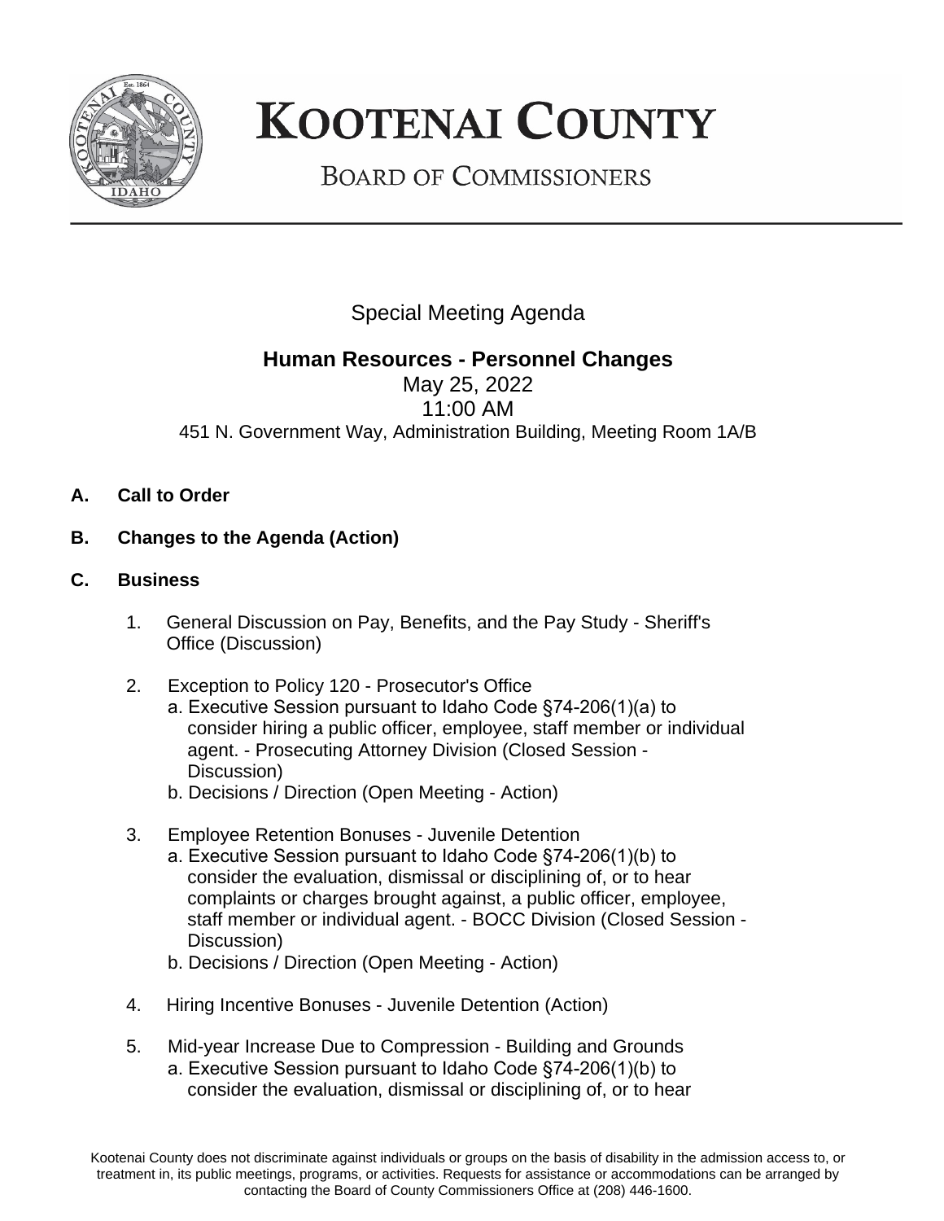# KOOTENAI COUNTY

## BOARD OF COMMISSIONERS

Special Meeting Agenda

**Human Resources - Personnel Changes**

May 25, 2022

11:00 AM

451 N. Government Way, Administration Building, Meeting Room 1A/B

**A. Call to Order**

**B. Changes to the Agenda (Action)**

**C. Business**

1. General Discussion on Pay, Benefits, and the Pay Study - Sheriff's Office (Discussion)

2. Exception to Policy 120 - Prosecutor's Office
   - a. Executive Session pursuant to Idaho Code §74-206(1)(a) to consider hiring a public officer, employee, staff member or individual agent. - Prosecuting Attorney Division (Closed Session - Discussion)
   - b. Decisions / Direction (Open Meeting - Action)

3. Employee Retention Bonuses - Juvenile Detention
   - a. Executive Session pursuant to Idaho Code §74-206(1)(b) to consider the evaluation, dismissal or disciplining of, or to hear complaints or charges brought against, a public officer, employee, staff member or individual agent. - BOCC Division (Closed Session - Discussion)
   - b. Decisions / Direction (Open Meeting - Action)

4. Hiring Incentive Bonuses - Juvenile Detention (Action)

5. Mid-year Increase Due to Compression - Building and Grounds
   - a. Executive Session pursuant to Idaho Code §74-206(1)(b) to consider the evaluation, dismissal or disciplining of, or to hear

Kootenai County does not discriminate against individuals or groups on the basis of disability in the admission access to, or treatment in, its public meetings, programs, or activities. Requests for assistance or accommodations can be arranged by contacting the Board of County Commissioners Office at (208) 446-1600.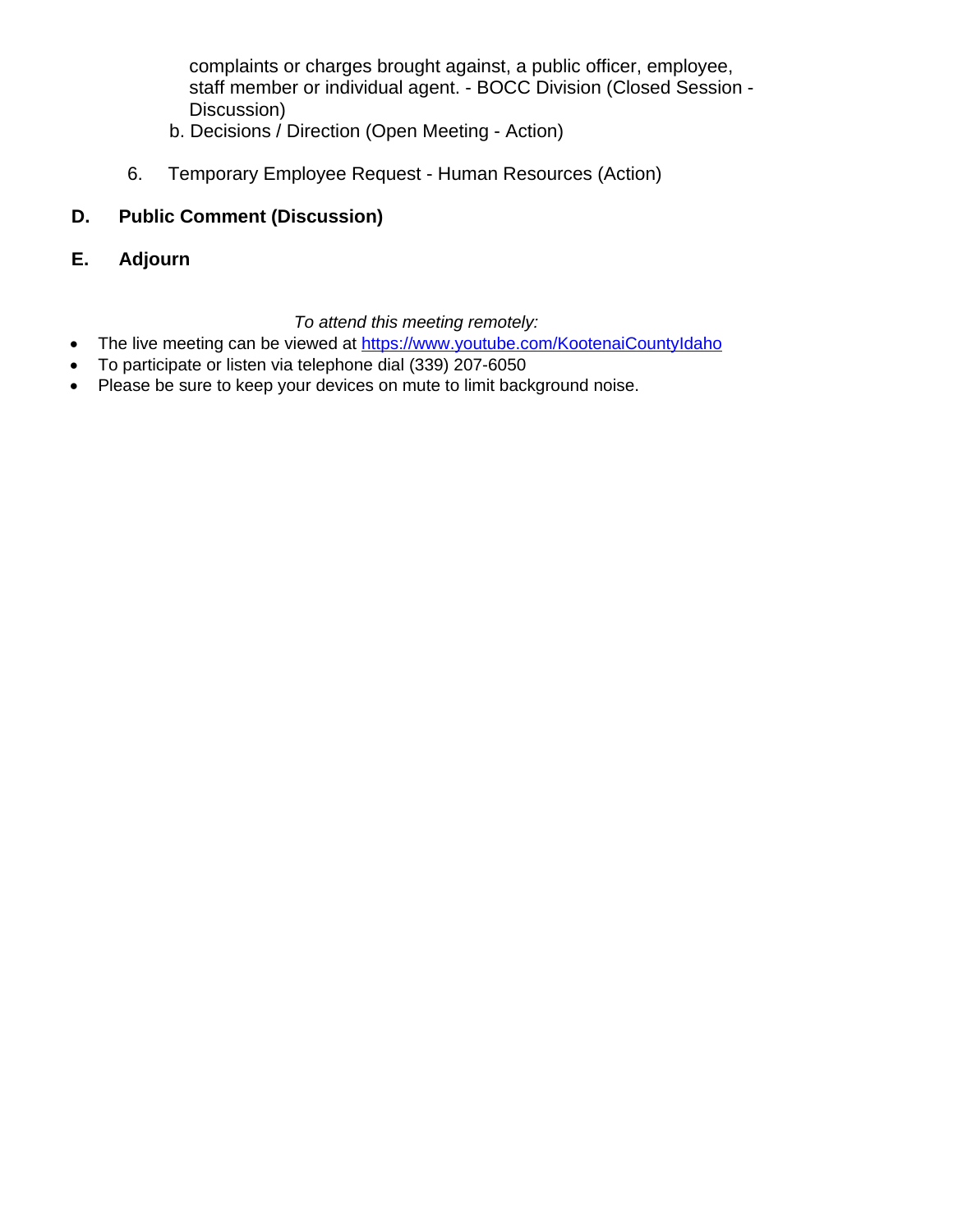complaints or charges brought against, a public officer, employee, staff member or individual agent. - BOCC Division (Closed Session - Discussion)

b. Decisions / Direction (Open Meeting - Action)

6. Temporary Employee Request - Human Resources (Action)

**D. Public Comment (Discussion)**

**E. Adjourn**

*To attend this meeting remotely:*

- The live meeting can be viewed at [https://www.youtube.com/KootenaiCountyIdaho](https://www.youtube.com/KootenaiCountyIdaho)
- To participate or listen via telephone dial (339) 207-6050
- Please be sure to keep your devices on mute to limit background noise.